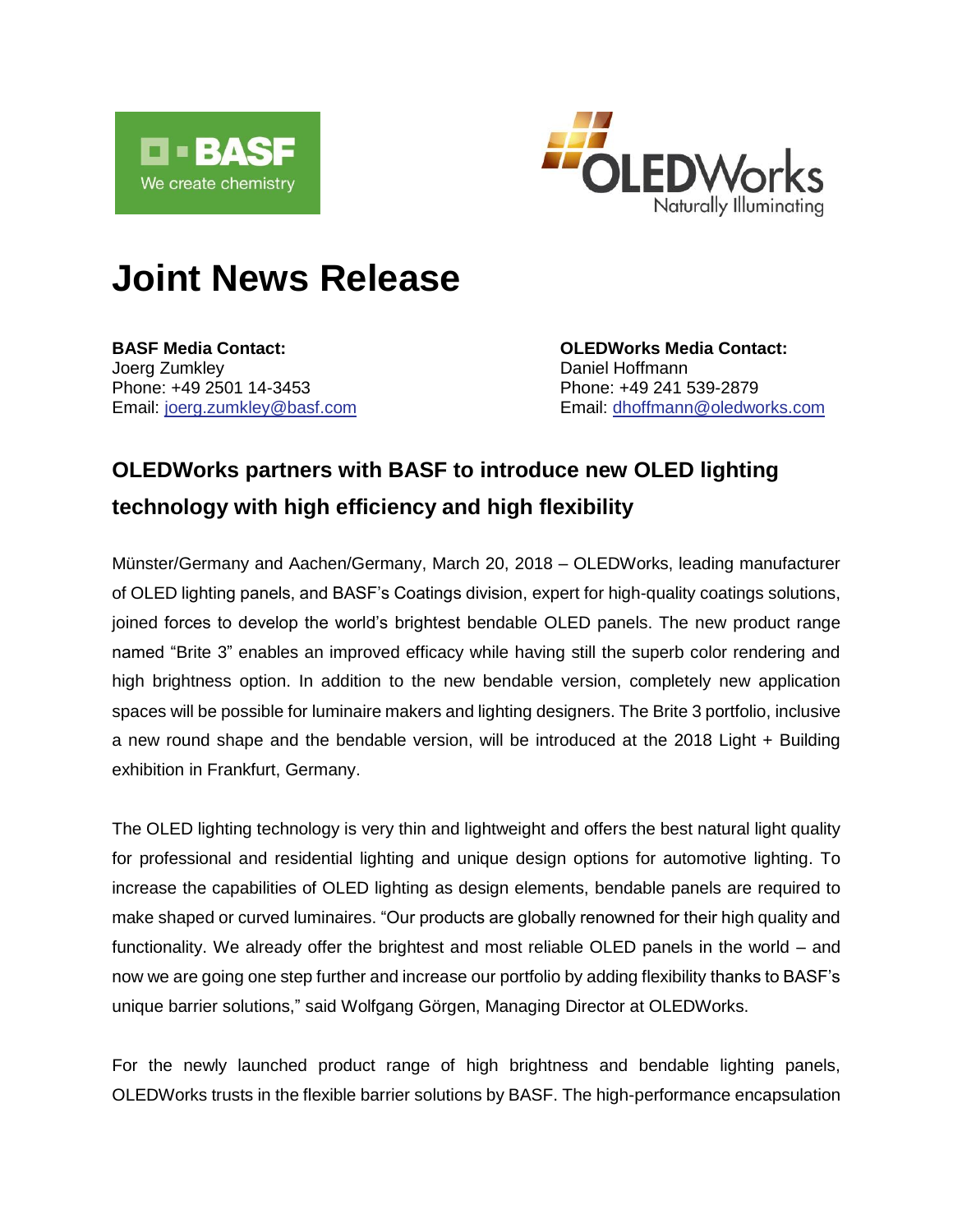# Joint News Release

**BASF Media Contact:**
Joerg Zumkley
Phone: +49 2501 14-3453
Email: joerg.zumkley@basf.com

**OLEDWorks Media Contact:**
Daniel Hoffmann
Phone: +49 241 539-2879
Email: dhoffmann@oledworks.com

## OLEDWorks partners with BASF to introduce new OLED lighting technology with high efficiency and high flexibility

Münster/Germany and Aachen/Germany, March 20, 2018 – OLEDWorks, leading manufacturer of OLED lighting panels, and BASF's Coatings division, expert for high-quality coatings solutions, joined forces to develop the world's brightest bendable OLED panels. The new product range named "Brite 3" enables an improved efficacy while having still the superb color rendering and high brightness option. In addition to the new bendable version, completely new application spaces will be possible for luminaire makers and lighting designers. The Brite 3 portfolio, inclusive a new round shape and the bendable version, will be introduced at the 2018 Light + Building exhibition in Frankfurt, Germany.

The OLED lighting technology is very thin and lightweight and offers the best natural light quality for professional and residential lighting and unique design options for automotive lighting. To increase the capabilities of OLED lighting as design elements, bendable panels are required to make shaped or curved luminaires. "Our products are globally renowned for their high quality and functionality. We already offer the brightest and most reliable OLED panels in the world – and now we are going one step further and increase our portfolio by adding flexibility thanks to BASF's unique barrier solutions," said Wolfgang Görgen, Managing Director at OLEDWorks.

For the newly launched product range of high brightness and bendable lighting panels, OLEDWorks trusts in the flexible barrier solutions by BASF. The high-performance encapsulation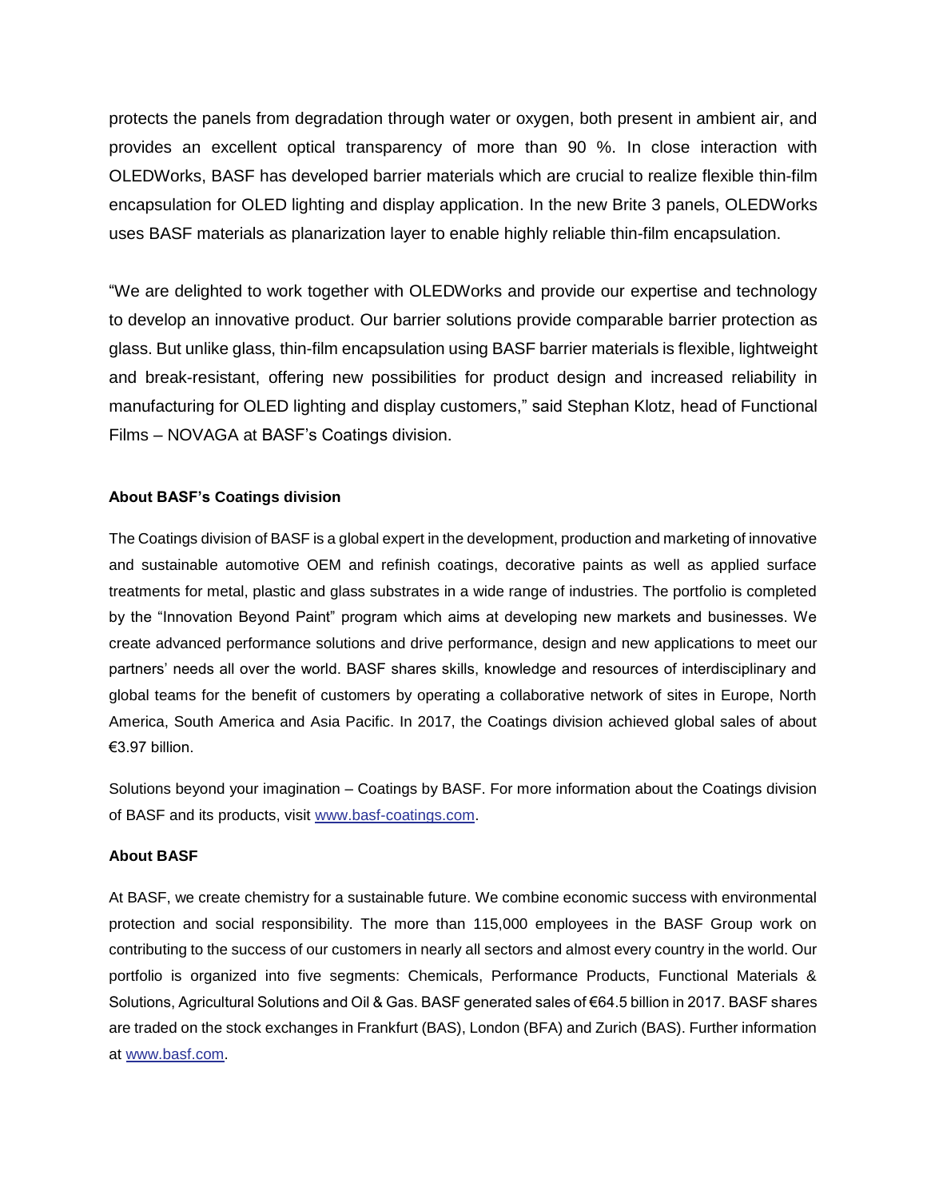protects the panels from degradation through water or oxygen, both present in ambient air, and provides an excellent optical transparency of more than 90 %. In close interaction with OLEDWorks, BASF has developed barrier materials which are crucial to realize flexible thin-film encapsulation for OLED lighting and display application. In the new Brite 3 panels, OLEDWorks uses BASF materials as planarization layer to enable highly reliable thin-film encapsulation.

"We are delighted to work together with OLEDWorks and provide our expertise and technology to develop an innovative product. Our barrier solutions provide comparable barrier protection as glass. But unlike glass, thin-film encapsulation using BASF barrier materials is flexible, lightweight and break-resistant, offering new possibilities for product design and increased reliability in manufacturing for OLED lighting and display customers," said Stephan Klotz, head of Functional Films – NOVAGA at BASF's Coatings division.

**About BASF's Coatings division**

The Coatings division of BASF is a global expert in the development, production and marketing of innovative and sustainable automotive OEM and refinish coatings, decorative paints as well as applied surface treatments for metal, plastic and glass substrates in a wide range of industries. The portfolio is completed by the "Innovation Beyond Paint" program which aims at developing new markets and businesses. We create advanced performance solutions and drive performance, design and new applications to meet our partners' needs all over the world. BASF shares skills, knowledge and resources of interdisciplinary and global teams for the benefit of customers by operating a collaborative network of sites in Europe, North America, South America and Asia Pacific. In 2017, the Coatings division achieved global sales of about €3.97 billion.

Solutions beyond your imagination – Coatings by BASF. For more information about the Coatings division of BASF and its products, visit www.basf-coatings.com.

**About BASF**

At BASF, we create chemistry for a sustainable future. We combine economic success with environmental protection and social responsibility. The more than 115,000 employees in the BASF Group work on contributing to the success of our customers in nearly all sectors and almost every country in the world. Our portfolio is organized into five segments: Chemicals, Performance Products, Functional Materials & Solutions, Agricultural Solutions and Oil & Gas. BASF generated sales of €64.5 billion in 2017. BASF shares are traded on the stock exchanges in Frankfurt (BAS), London (BFA) and Zurich (BAS). Further information at www.basf.com.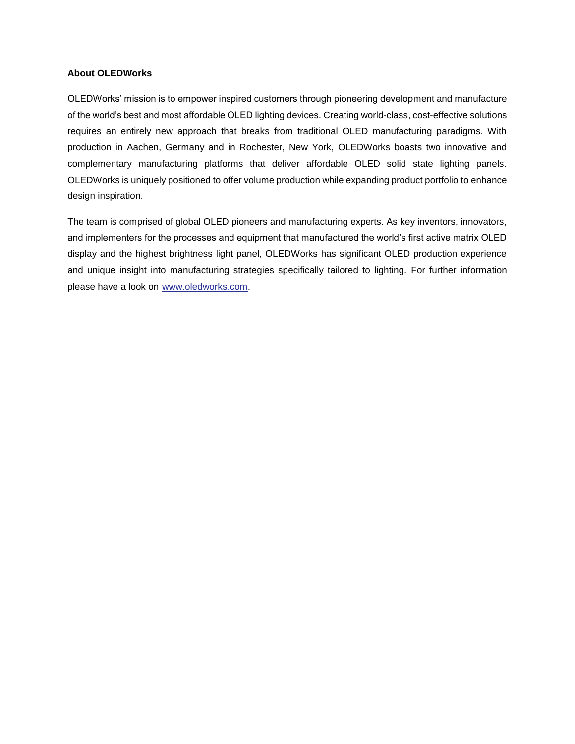**About OLEDWorks**

OLEDWorks' mission is to empower inspired customers through pioneering development and manufacture of the world's best and most affordable OLED lighting devices. Creating world-class, cost-effective solutions requires an entirely new approach that breaks from traditional OLED manufacturing paradigms. With production in Aachen, Germany and in Rochester, New York, OLEDWorks boasts two innovative and complementary manufacturing platforms that deliver affordable OLED solid state lighting panels. OLEDWorks is uniquely positioned to offer volume production while expanding product portfolio to enhance design inspiration.

The team is comprised of global OLED pioneers and manufacturing experts. As key inventors, innovators, and implementers for the processes and equipment that manufactured the world's first active matrix OLED display and the highest brightness light panel, OLEDWorks has significant OLED production experience and unique insight into manufacturing strategies specifically tailored to lighting. For further information please have a look on [www.oledworks.com](http://www.oledworks.com).